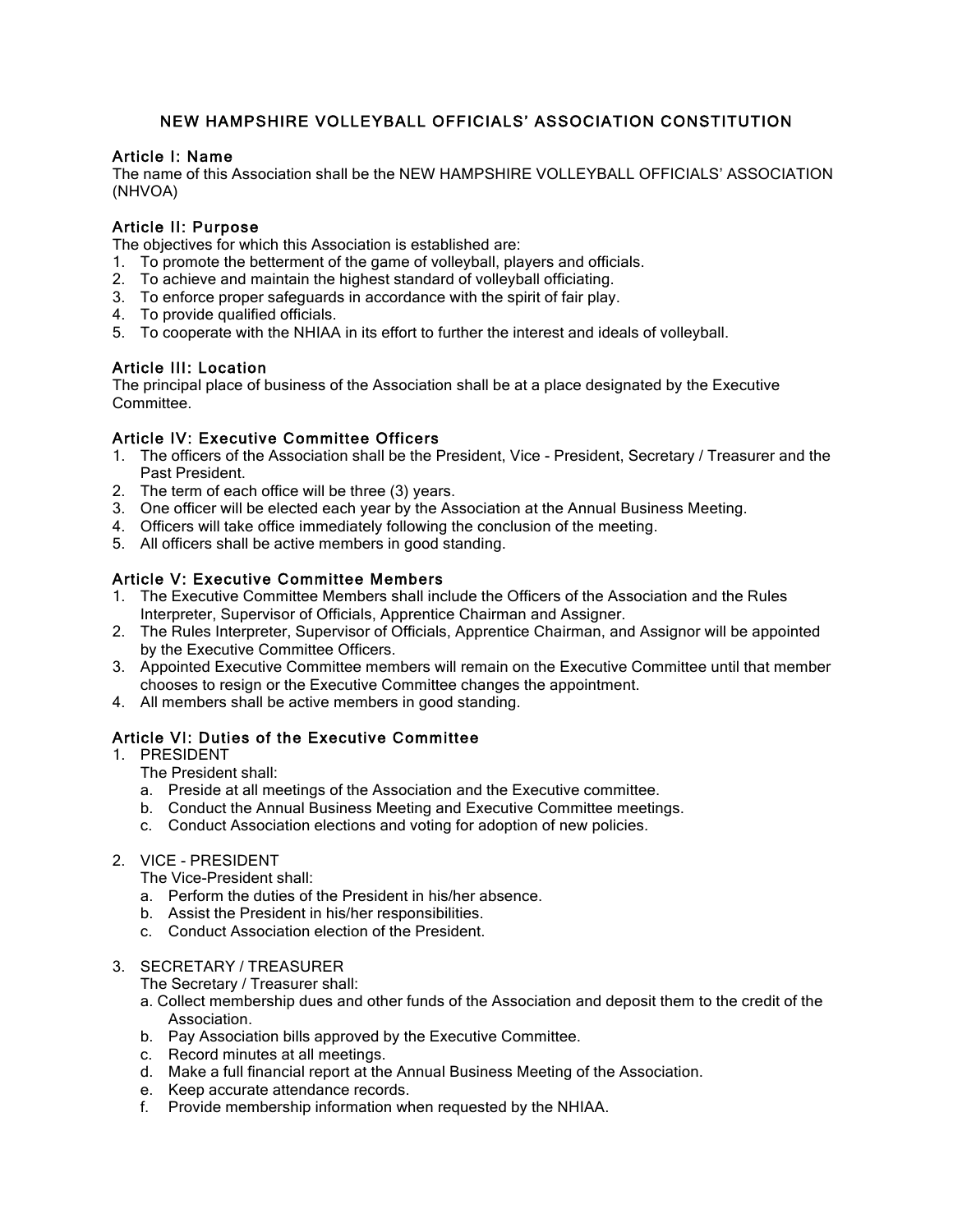# NEW HAMPSHIRE VOLLEYBALL OFFICIALS' ASSOCIATION CONSTITUTION

## Article I: Name

The name of this Association shall be the NEW HAMPSHIRE VOLLEYBALL OFFICIALS' ASSOCIATION (NHVOA)

## Article II: Purpose

The objectives for which this Association is established are:

1. To promote the betterment of the game of volleyball, players and officials.
2. To achieve and maintain the highest standard of volleyball officiating.
3. To enforce proper safeguards in accordance with the spirit of fair play.
4. To provide qualified officials.
5. To cooperate with the NHIAA in its effort to further the interest and ideals of volleyball.

## Article III: Location

The principal place of business of the Association shall be at a place designated by the Executive Committee.

## Article IV: Executive Committee Officers

1. The officers of the Association shall be the President, Vice - President, Secretary / Treasurer and the Past President.
2. The term of each office will be three (3) years.
3. One officer will be elected each year by the Association at the Annual Business Meeting.
4. Officers will take office immediately following the conclusion of the meeting.
5. All officers shall be active members in good standing.

## Article V: Executive Committee Members

1. The Executive Committee Members shall include the Officers of the Association and the Rules Interpreter, Supervisor of Officials, Apprentice Chairman and Assigner.
2. The Rules Interpreter, Supervisor of Officials, Apprentice Chairman, and Assignor will be appointed by the Executive Committee Officers.
3. Appointed Executive Committee members will remain on the Executive Committee until that member chooses to resign or the Executive Committee changes the appointment.
4. All members shall be active members in good standing.

## Article VI: Duties of the Executive Committee

1. PRESIDENT

   The President shall:

   a. Preside at all meetings of the Association and the Executive committee.
   b. Conduct the Annual Business Meeting and Executive Committee meetings.
   c. Conduct Association elections and voting for adoption of new policies.

2. VICE - PRESIDENT

   The Vice-President shall:

   a. Perform the duties of the President in his/her absence.
   b. Assist the President in his/her responsibilities.
   c. Conduct Association election of the President.

3. SECRETARY / TREASURER

   The Secretary / Treasurer shall:

   a. Collect membership dues and other funds of the Association and deposit them to the credit of the Association.
   b. Pay Association bills approved by the Executive Committee.
   c. Record minutes at all meetings.
   d. Make a full financial report at the Annual Business Meeting of the Association.
   e. Keep accurate attendance records.
   f. Provide membership information when requested by the NHIAA.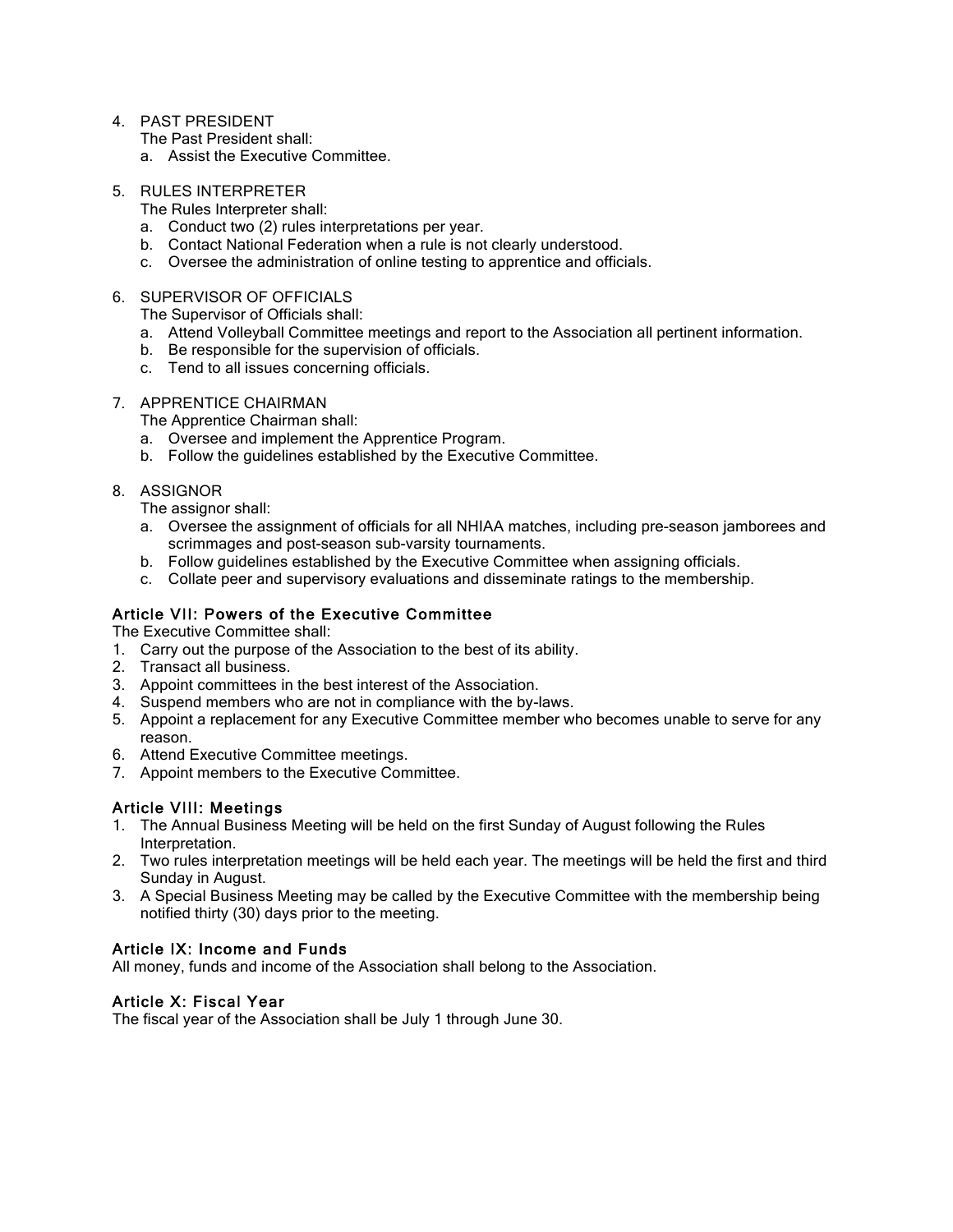4. PAST PRESIDENT
   The Past President shall:
   a. Assist the Executive Committee.

5. RULES INTERPRETER
   The Rules Interpreter shall:
   a. Conduct two (2) rules interpretations per year.
   b. Contact National Federation when a rule is not clearly understood.
   c. Oversee the administration of online testing to apprentice and officials.

6. SUPERVISOR OF OFFICIALS
   The Supervisor of Officials shall:
   a. Attend Volleyball Committee meetings and report to the Association all pertinent information.
   b. Be responsible for the supervision of officials.
   c. Tend to all issues concerning officials.

7. APPRENTICE CHAIRMAN
   The Apprentice Chairman shall:
   a. Oversee and implement the Apprentice Program.
   b. Follow the guidelines established by the Executive Committee.

8. ASSIGNOR
   The assignor shall:
   a. Oversee the assignment of officials for all NHIAA matches, including pre-season jamborees and scrimmages and post-season sub-varsity tournaments.
   b. Follow guidelines established by the Executive Committee when assigning officials.
   c. Collate peer and supervisory evaluations and disseminate ratings to the membership.

### Article VII: Powers of the Executive Committee

The Executive Committee shall:

1. Carry out the purpose of the Association to the best of its ability.
2. Transact all business.
3. Appoint committees in the best interest of the Association.
4. Suspend members who are not in compliance with the by-laws.
5. Appoint a replacement for any Executive Committee member who becomes unable to serve for any reason.
6. Attend Executive Committee meetings.
7. Appoint members to the Executive Committee.

### Article VIII: Meetings

1. The Annual Business Meeting will be held on the first Sunday of August following the Rules Interpretation.
2. Two rules interpretation meetings will be held each year. The meetings will be held the first and third Sunday in August.
3. A Special Business Meeting may be called by the Executive Committee with the membership being notified thirty (30) days prior to the meeting.

### Article IX: Income and Funds

All money, funds and income of the Association shall belong to the Association.

### Article X: Fiscal Year

The fiscal year of the Association shall be July 1 through June 30.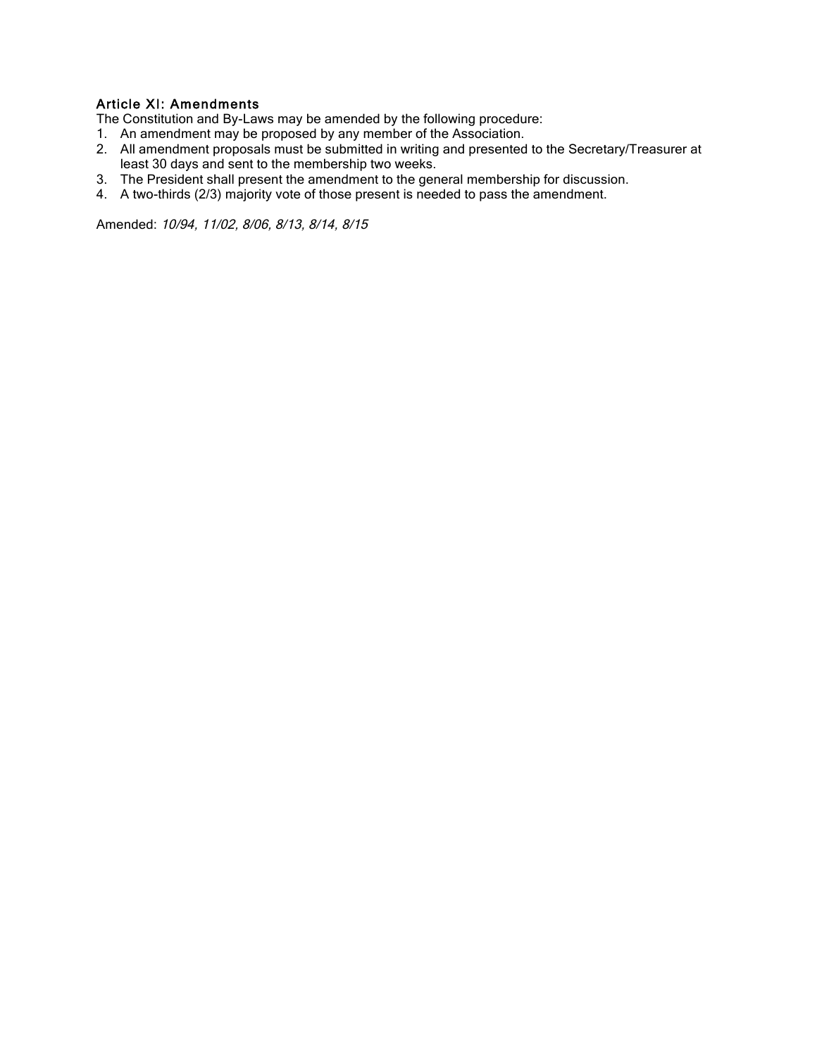## Article XI: Amendments

The Constitution and By-Laws may be amended by the following procedure:

1. An amendment may be proposed by any member of the Association.
2. All amendment proposals must be submitted in writing and presented to the Secretary/Treasurer at least 30 days and sent to the membership two weeks.
3. The President shall present the amendment to the general membership for discussion.
4. A two-thirds (2/3) majority vote of those present is needed to pass the amendment.

Amended: *10/94, 11/02, 8/06, 8/13, 8/14, 8/15*